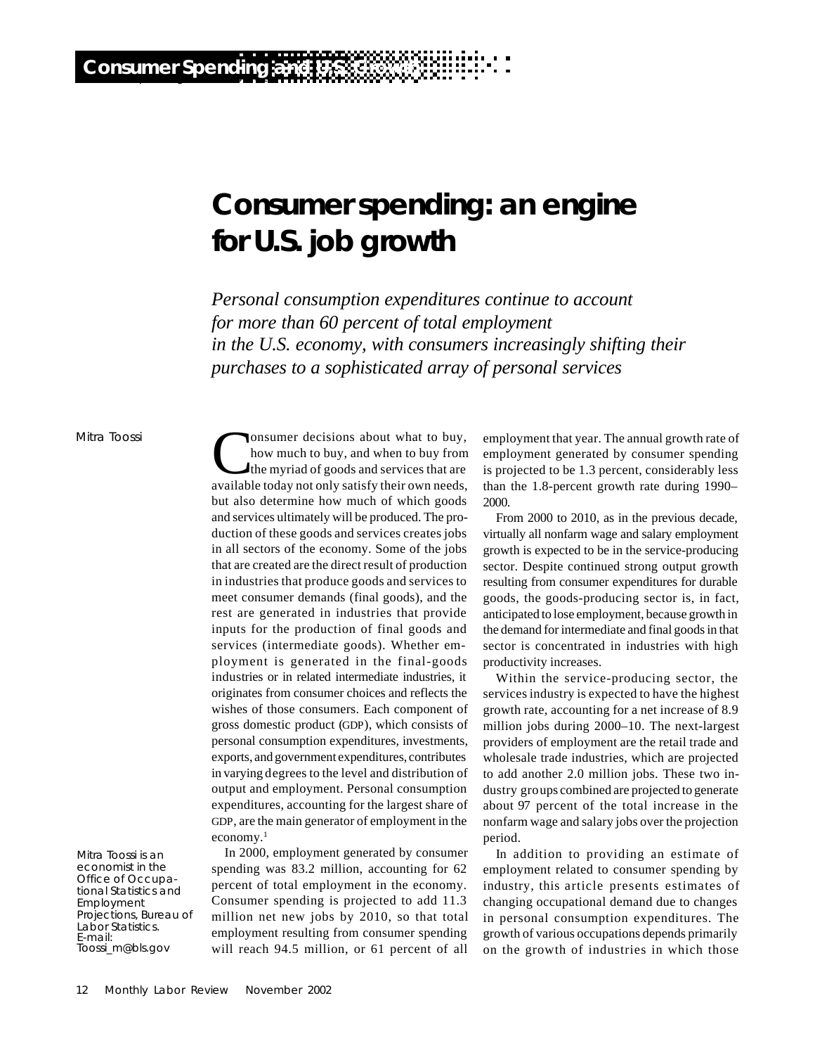# Consumer spending: an engine for U.S. job growth

*Personal consumption expenditures continue to account for more than 60 percent of total employment in the U.S. economy, with consumers increasingly shifting their purchases to a sophisticated array of personal services*

Mitra Toossi

Mitra Toossi is an economist in the Office of Occupational Statistics and Employment Projections, Bureau of Labor Statistics. E-mail: Toossi_m@bls.gov

Consumer decisions about what to buy, how much to buy, and when to buy from the myriad of goods and services that are available today not only satisfy their own needs, but also determine how much of which goods and services ultimately will be produced. The production of these goods and services creates jobs in all sectors of the economy. Some of the jobs that are created are the direct result of production in industries that produce goods and services to meet consumer demands (final goods), and the rest are generated in industries that provide inputs for the production of final goods and services (intermediate goods). Whether employment is generated in the final-goods industries or in related intermediate industries, it originates from consumer choices and reflects the wishes of those consumers. Each component of gross domestic product (GDP), which consists of personal consumption expenditures, investments, exports, and government expenditures, contributes in varying degrees to the level and distribution of output and employment. Personal consumption expenditures, accounting for the largest share of GDP, are the main generator of employment in the economy.[1]

In 2000, employment generated by consumer spending was 83.2 million, accounting for 62 percent of total employment in the economy. Consumer spending is projected to add 11.3 million net new jobs by 2010, so that total employment resulting from consumer spending will reach 94.5 million, or 61 percent of all employment that year. The annual growth rate of employment generated by consumer spending is projected to be 1.3 percent, considerably less than the 1.8-percent growth rate during 1990–2000.

From 2000 to 2010, as in the previous decade, virtually all nonfarm wage and salary employment growth is expected to be in the service-producing sector. Despite continued strong output growth resulting from consumer expenditures for durable goods, the goods-producing sector is, in fact, anticipated to lose employment, because growth in the demand for intermediate and final goods in that sector is concentrated in industries with high productivity increases.

Within the service-producing sector, the services industry is expected to have the highest growth rate, accounting for a net increase of 8.9 million jobs during 2000–10. The next-largest providers of employment are the retail trade and wholesale trade industries, which are projected to add another 2.0 million jobs. These two industry groups combined are projected to generate about 97 percent of the total increase in the nonfarm wage and salary jobs over the projection period.

In addition to providing an estimate of employment related to consumer spending by industry, this article presents estimates of changing occupational demand due to changes in personal consumption expenditures. The growth of various occupations depends primarily on the growth of industries in which those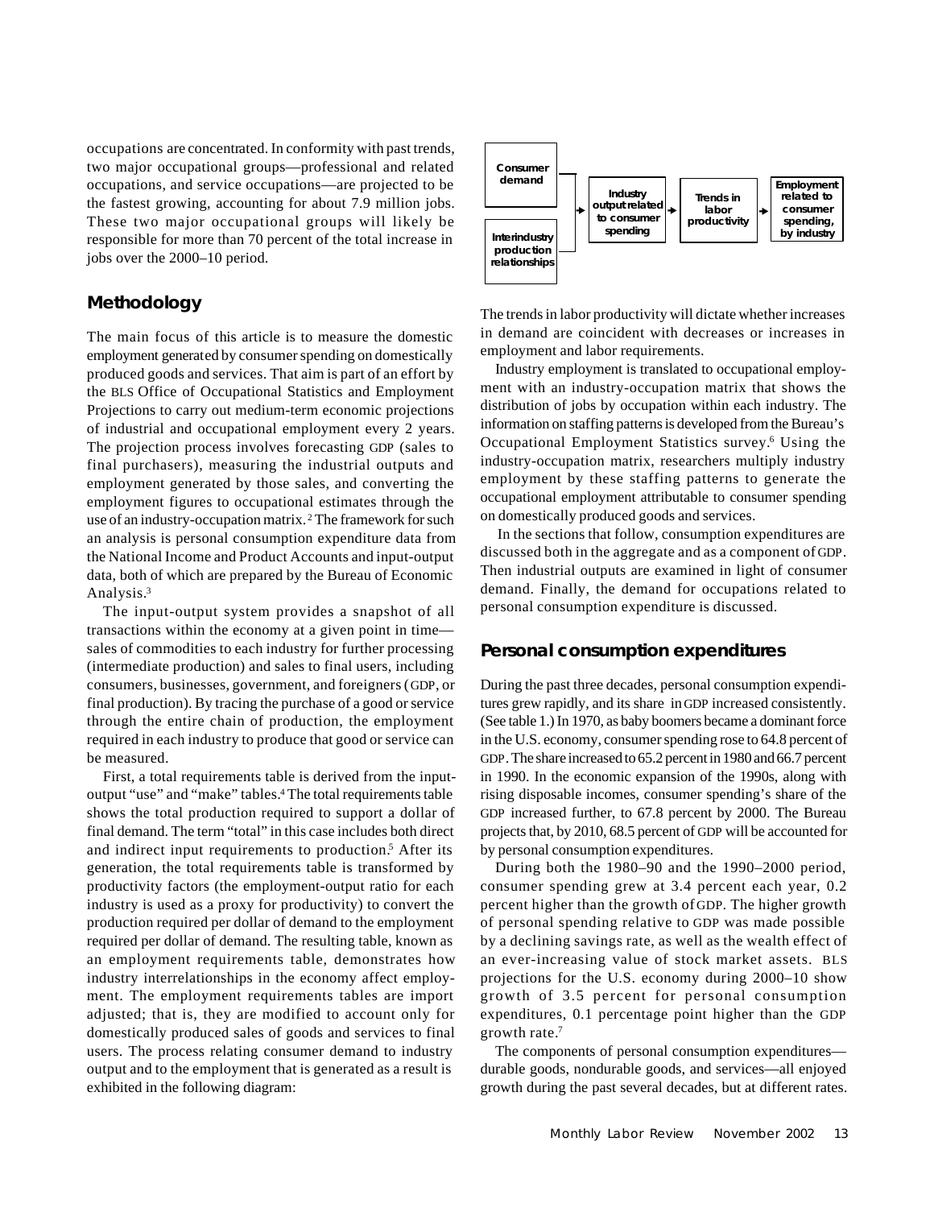occupations are concentrated. In conformity with past trends, two major occupational groups—professional and related occupations, and service occupations—are projected to be the fastest growing, accounting for about 7.9 million jobs. These two major occupational groups will likely be responsible for more than 70 percent of the total increase in jobs over the 2000–10 period.

## Methodology

The main focus of this article is to measure the domestic employment generated by consumer spending on domestically produced goods and services. That aim is part of an effort by the BLS Office of Occupational Statistics and Employment Projections to carry out medium-term economic projections of industrial and occupational employment every 2 years. The projection process involves forecasting GDP (sales to final purchasers), measuring the industrial outputs and employment generated by those sales, and converting the employment figures to occupational estimates through the use of an industry-occupation matrix.[2] The framework for such an analysis is personal consumption expenditure data from the National Income and Product Accounts and input-output data, both of which are prepared by the Bureau of Economic Analysis.[3]

The input-output system provides a snapshot of all transactions within the economy at a given point in time—sales of commodities to each industry for further processing (intermediate production) and sales to final users, including consumers, businesses, government, and foreigners (GDP, or final production). By tracing the purchase of a good or service through the entire chain of production, the employment required in each industry to produce that good or service can be measured.

First, a total requirements table is derived from the input-output "use" and "make" tables.[4] The total requirements table shows the total production required to support a dollar of final demand. The term "total" in this case includes both direct and indirect input requirements to production.[5] After its generation, the total requirements table is transformed by productivity factors (the employment-output ratio for each industry is used as a proxy for productivity) to convert the production required per dollar of demand to the employment required per dollar of demand. The resulting table, known as an employment requirements table, demonstrates how industry interrelationships in the economy affect employment. The employment requirements tables are import adjusted; that is, they are modified to account only for domestically produced sales of goods and services to final users. The process relating consumer demand to industry output and to the employment that is generated as a result is exhibited in the following diagram:

Consumer demand / Interindustry production relationships → Industry output related to consumer spending → Trends in labor productivity → Employment related to consumer spending, by industry

The trends in labor productivity will dictate whether increases in demand are coincident with decreases or increases in employment and labor requirements.

Industry employment is translated to occupational employment with an industry-occupation matrix that shows the distribution of jobs by occupation within each industry. The information on staffing patterns is developed from the Bureau's Occupational Employment Statistics survey.[6] Using the industry-occupation matrix, researchers multiply industry employment by these staffing patterns to generate the occupational employment attributable to consumer spending on domestically produced goods and services.

In the sections that follow, consumption expenditures are discussed both in the aggregate and as a component of GDP. Then industrial outputs are examined in light of consumer demand. Finally, the demand for occupations related to personal consumption expenditure is discussed.

## Personal consumption expenditures

During the past three decades, personal consumption expenditures grew rapidly, and its share in GDP increased consistently. (See table 1.) In 1970, as baby boomers became a dominant force in the U.S. economy, consumer spending rose to 64.8 percent of GDP. The share increased to 65.2 percent in 1980 and 66.7 percent in 1990. In the economic expansion of the 1990s, along with rising disposable incomes, consumer spending's share of the GDP increased further, to 67.8 percent by 2000. The Bureau projects that, by 2010, 68.5 percent of GDP will be accounted for by personal consumption expenditures.

During both the 1980–90 and the 1990–2000 period, consumer spending grew at 3.4 percent each year, 0.2 percent higher than the growth of GDP. The higher growth of personal spending relative to GDP was made possible by a declining savings rate, as well as the wealth effect of an ever-increasing value of stock market assets. BLS projections for the U.S. economy during 2000–10 show growth of 3.5 percent for personal consumption expenditures, 0.1 percentage point higher than the GDP growth rate.[7]

The components of personal consumption expenditures—durable goods, nondurable goods, and services—all enjoyed growth during the past several decades, but at different rates.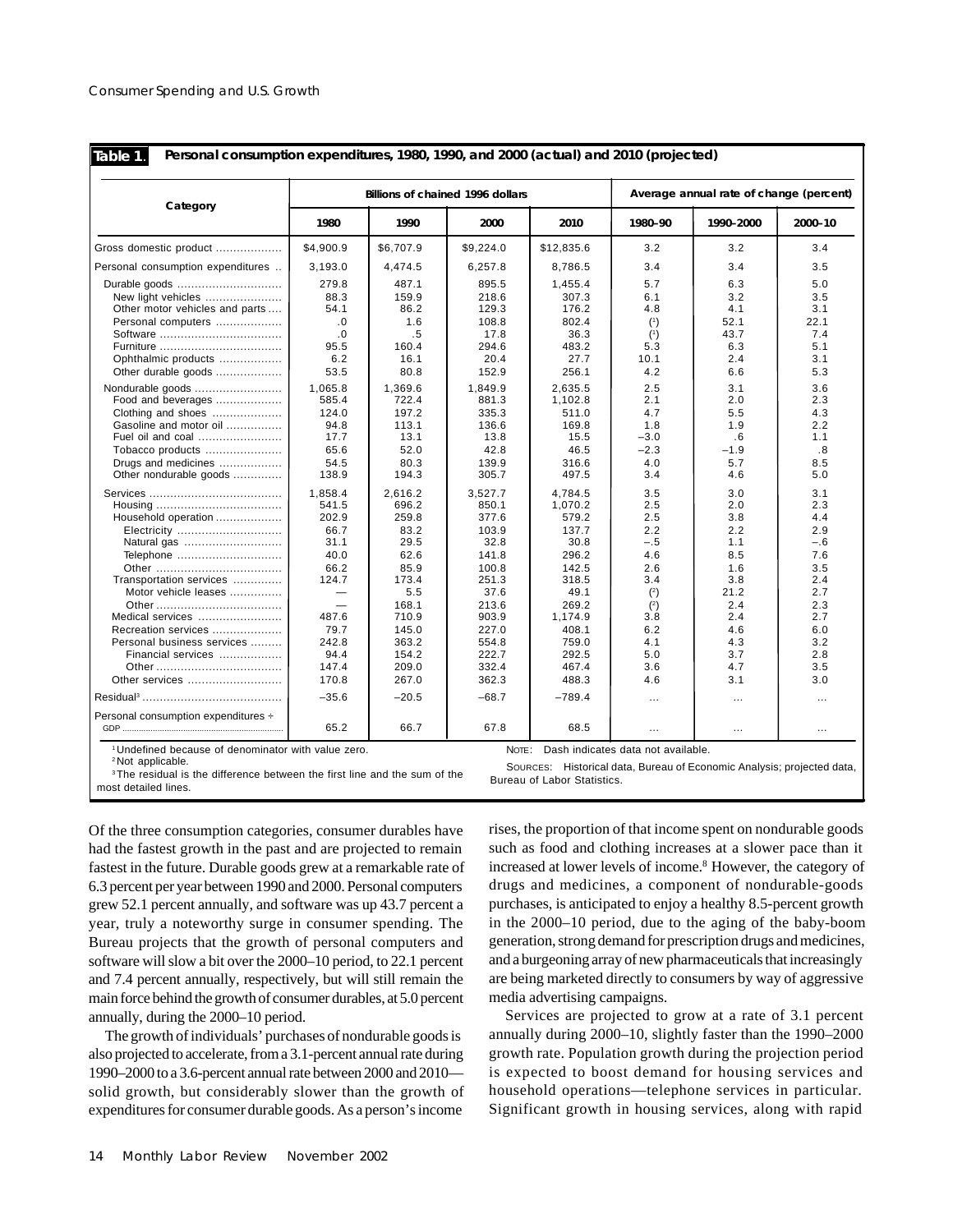**Table 1. Personal consumption expenditures, 1980, 1990, and 2000 (actual) and 2010 (projected)**

| Category | Billions of chained 1996 dollars | | | | Average annual rate of change (percent) | | |
|---|---|---|---|---|---|---|---|
| | 1980 | 1990 | 2000 | 2010 | 1980–90 | 1990–2000 | 2000–10 |
| Gross domestic product | $4,900.9 | $6,707.9 | $9,224.0 | $12,835.6 | 3.2 | 3.2 | 3.4 |
| Personal consumption expenditures | 3,193.0 | 4,474.5 | 6,257.8 | 8,786.5 | 3.4 | 3.4 | 3.5 |
| Durable goods | 279.8 | 487.1 | 895.5 | 1,455.4 | 5.7 | 6.3 | 5.0 |
| New light vehicles | 88.3 | 159.9 | 218.6 | 307.3 | 6.1 | 3.2 | 3.5 |
| Other motor vehicles and parts | 54.1 | 86.2 | 129.3 | 176.2 | 4.8 | 4.1 | 3.1 |
| Personal computers | .0 | 1.6 | 108.8 | 802.4 | (1) | 52.1 | 22.1 |
| Software | .0 | .5 | 17.8 | 36.3 | (1) | 43.7 | 7.4 |
| Furniture | 95.5 | 160.4 | 294.6 | 483.2 | 5.3 | 6.3 | 5.1 |
| Ophthalmic products | 6.2 | 16.1 | 20.4 | 27.7 | 10.1 | 2.4 | 3.1 |
| Other durable goods | 53.5 | 80.8 | 152.9 | 256.1 | 4.2 | 6.6 | 5.3 |
| Nondurable goods | 1,065.8 | 1,369.6 | 1,849.9 | 2,635.5 | 2.5 | 3.1 | 3.6 |
| Food and beverages | 585.4 | 722.4 | 881.3 | 1,102.8 | 2.1 | 2.0 | 2.3 |
| Clothing and shoes | 124.0 | 197.2 | 335.3 | 511.0 | 4.7 | 5.5 | 4.3 |
| Gasoline and motor oil | 94.8 | 113.1 | 136.6 | 169.8 | 1.8 | 1.9 | 2.2 |
| Fuel oil and coal | 17.7 | 13.1 | 13.8 | 15.5 | –3.0 | .6 | 1.1 |
| Tobacco products | 65.6 | 52.0 | 42.8 | 46.5 | –2.3 | –1.9 | .8 |
| Drugs and medicines | 54.5 | 80.3 | 139.9 | 316.6 | 4.0 | 5.7 | 8.5 |
| Other nondurable goods | 138.9 | 194.3 | 305.7 | 497.5 | 3.4 | 4.6 | 5.0 |
| Services | 1,858.4 | 2,616.2 | 3,527.7 | 4,784.5 | 3.5 | 3.0 | 3.1 |
| Housing | 541.5 | 696.2 | 850.1 | 1,070.2 | 2.5 | 2.0 | 2.3 |
| Household operation | 202.9 | 259.8 | 377.6 | 579.2 | 2.5 | 3.8 | 4.4 |
| Electricity | 66.7 | 83.2 | 103.9 | 137.7 | 2.2 | 2.2 | 2.9 |
| Natural gas | 31.1 | 29.5 | 32.8 | 30.8 | –.5 | 1.1 | –.6 |
| Telephone | 40.0 | 62.6 | 141.8 | 296.2 | 4.6 | 8.5 | 7.6 |
| Other | 66.2 | 85.9 | 100.8 | 142.5 | 2.6 | 1.6 | 3.5 |
| Transportation services | 124.7 | 173.4 | 251.3 | 318.5 | 3.4 | 3.8 | 2.4 |
| Motor vehicle leases | — | 5.5 | 37.6 | 49.1 | (2) | 21.2 | 2.7 |
| Other | — | 168.1 | 213.6 | 269.2 | (2) | 2.4 | 2.3 |
| Medical services | 487.6 | 710.9 | 903.9 | 1,174.9 | 3.8 | 2.4 | 2.7 |
| Recreation services | 79.7 | 145.0 | 227.0 | 408.1 | 6.2 | 4.6 | 6.0 |
| Personal business services | 242.8 | 363.2 | 554.8 | 759.0 | 4.1 | 4.3 | 3.2 |
| Financial services | 94.4 | 154.2 | 222.7 | 292.5 | 5.0 | 3.7 | 2.8 |
| Other | 147.4 | 209.0 | 332.4 | 467.4 | 3.6 | 4.7 | 3.5 |
| Other services | 170.8 | 267.0 | 362.3 | 488.3 | 4.6 | 3.1 | 3.0 |
| Residual[3] | –35.6 | –20.5 | –68.7 | –789.4 | ... | ... | ... |
| Personal consumption expenditures ÷ GDP | 65.2 | 66.7 | 67.8 | 68.5 | ... | ... | ... |

[1] Undefined because of denominator with value zero.
[2] Not applicable.
[3] The residual is the difference between the first line and the sum of the most detailed lines.

NOTE: Dash indicates data not available.

SOURCES: Historical data, Bureau of Economic Analysis; projected data, Bureau of Labor Statistics.

Of the three consumption categories, consumer durables have had the fastest growth in the past and are projected to remain fastest in the future. Durable goods grew at a remarkable rate of 6.3 percent per year between 1990 and 2000. Personal computers grew 52.1 percent annually, and software was up 43.7 percent a year, truly a noteworthy surge in consumer spending. The Bureau projects that the growth of personal computers and software will slow a bit over the 2000–10 period, to 22.1 percent and 7.4 percent annually, respectively, but will still remain the main force behind the growth of consumer durables, at 5.0 percent annually, during the 2000–10 period.

The growth of individuals' purchases of nondurable goods is also projected to accelerate, from a 3.1-percent annual rate during 1990–2000 to a 3.6-percent annual rate between 2000 and 2010—solid growth, but considerably slower than the growth of expenditures for consumer durable goods. As a person's income rises, the proportion of that income spent on nondurable goods such as food and clothing increases at a slower pace than it increased at lower levels of income.[8] However, the category of drugs and medicines, a component of nondurable-goods purchases, is anticipated to enjoy a healthy 8.5-percent growth in the 2000–10 period, due to the aging of the baby-boom generation, strong demand for prescription drugs and medicines, and a burgeoning array of new pharmaceuticals that increasingly are being marketed directly to consumers by way of aggressive media advertising campaigns.

Services are projected to grow at a rate of 3.1 percent annually during 2000–10, slightly faster than the 1990–2000 growth rate. Population growth during the projection period is expected to boost demand for housing services and household operations—telephone services in particular. Significant growth in housing services, along with rapid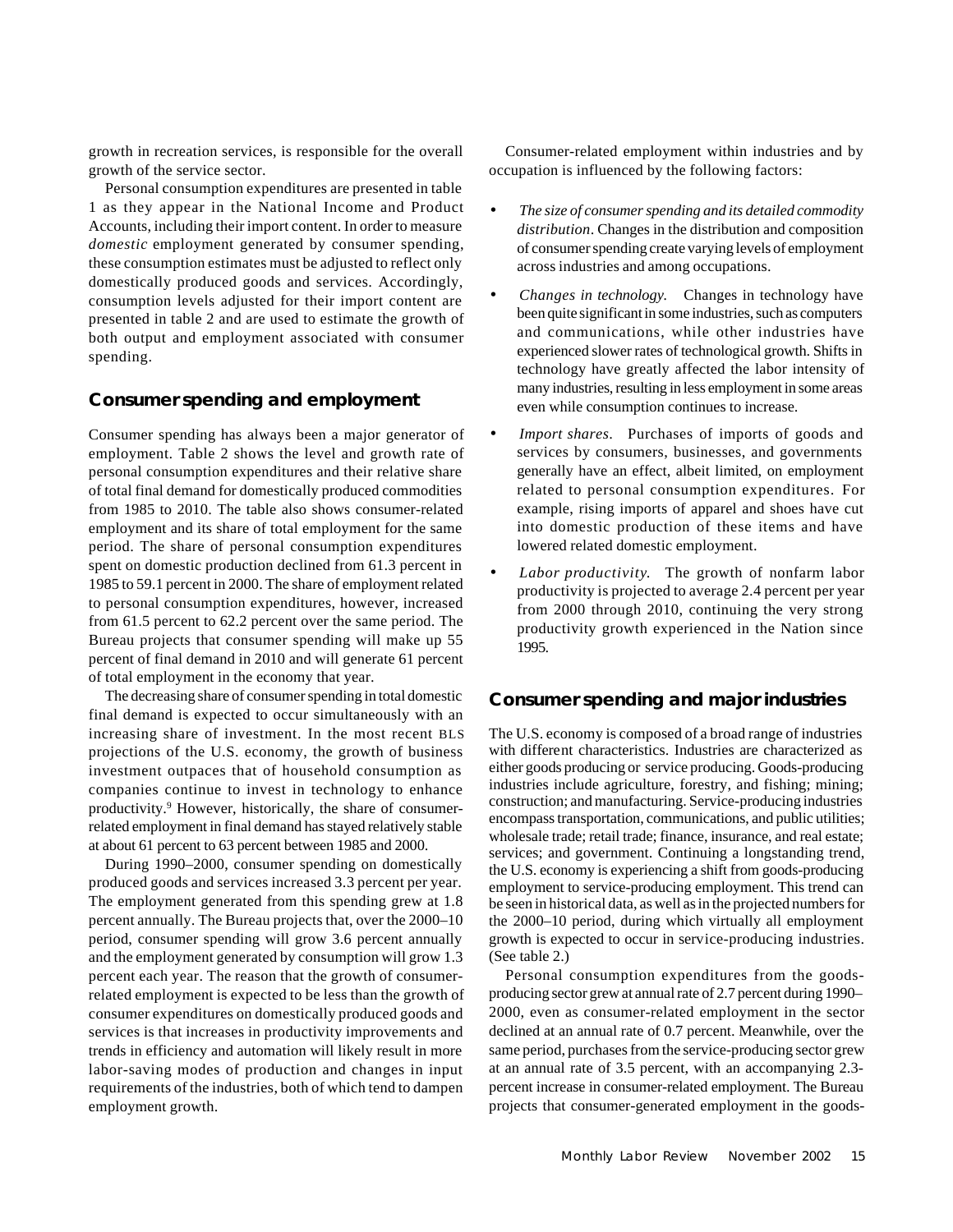growth in recreation services, is responsible for the overall growth of the service sector.

Personal consumption expenditures are presented in table 1 as they appear in the National Income and Product Accounts, including their import content. In order to measure *domestic* employment generated by consumer spending, these consumption estimates must be adjusted to reflect only domestically produced goods and services. Accordingly, consumption levels adjusted for their import content are presented in table 2 and are used to estimate the growth of both output and employment associated with consumer spending.

## Consumer spending and employment

Consumer spending has always been a major generator of employment. Table 2 shows the level and growth rate of personal consumption expenditures and their relative share of total final demand for domestically produced commodities from 1985 to 2010. The table also shows consumer-related employment and its share of total employment for the same period. The share of personal consumption expenditures spent on domestic production declined from 61.3 percent in 1985 to 59.1 percent in 2000. The share of employment related to personal consumption expenditures, however, increased from 61.5 percent to 62.2 percent over the same period. The Bureau projects that consumer spending will make up 55 percent of final demand in 2010 and will generate 61 percent of total employment in the economy that year.

The decreasing share of consumer spending in total domestic final demand is expected to occur simultaneously with an increasing share of investment. In the most recent BLS projections of the U.S. economy, the growth of business investment outpaces that of household consumption as companies continue to invest in technology to enhance productivity.[9] However, historically, the share of consumer-related employment in final demand has stayed relatively stable at about 61 percent to 63 percent between 1985 and 2000.

During 1990–2000, consumer spending on domestically produced goods and services increased 3.3 percent per year. The employment generated from this spending grew at 1.8 percent annually. The Bureau projects that, over the 2000–10 period, consumer spending will grow 3.6 percent annually and the employment generated by consumption will grow 1.3 percent each year. The reason that the growth of consumer-related employment is expected to be less than the growth of consumer expenditures on domestically produced goods and services is that increases in productivity improvements and trends in efficiency and automation will likely result in more labor-saving modes of production and changes in input requirements of the industries, both of which tend to dampen employment growth.

Consumer-related employment within industries and by occupation is influenced by the following factors:

- *The size of consumer spending and its detailed commodity distribution*. Changes in the distribution and composition of consumer spending create varying levels of employment across industries and among occupations.
- *Changes in technology.* Changes in technology have been quite significant in some industries, such as computers and communications, while other industries have experienced slower rates of technological growth. Shifts in technology have greatly affected the labor intensity of many industries, resulting in less employment in some areas even while consumption continues to increase.
- *Import shares*. Purchases of imports of goods and services by consumers, businesses, and governments generally have an effect, albeit limited, on employment related to personal consumption expenditures. For example, rising imports of apparel and shoes have cut into domestic production of these items and have lowered related domestic employment.
- *Labor productivity.* The growth of nonfarm labor productivity is projected to average 2.4 percent per year from 2000 through 2010, continuing the very strong productivity growth experienced in the Nation since 1995.

## Consumer spending and major industries

The U.S. economy is composed of a broad range of industries with different characteristics. Industries are characterized as either goods producing or service producing. Goods-producing industries include agriculture, forestry, and fishing; mining; construction; and manufacturing. Service-producing industries encompass transportation, communications, and public utilities; wholesale trade; retail trade; finance, insurance, and real estate; services; and government. Continuing a longstanding trend, the U.S. economy is experiencing a shift from goods-producing employment to service-producing employment. This trend can be seen in historical data, as well as in the projected numbers for the 2000–10 period, during which virtually all employment growth is expected to occur in service-producing industries. (See table 2.)

Personal consumption expenditures from the goods-producing sector grew at annual rate of 2.7 percent during 1990–2000, even as consumer-related employment in the sector declined at an annual rate of 0.7 percent. Meanwhile, over the same period, purchases from the service-producing sector grew at an annual rate of 3.5 percent, with an accompanying 2.3-percent increase in consumer-related employment. The Bureau projects that consumer-generated employment in the goods-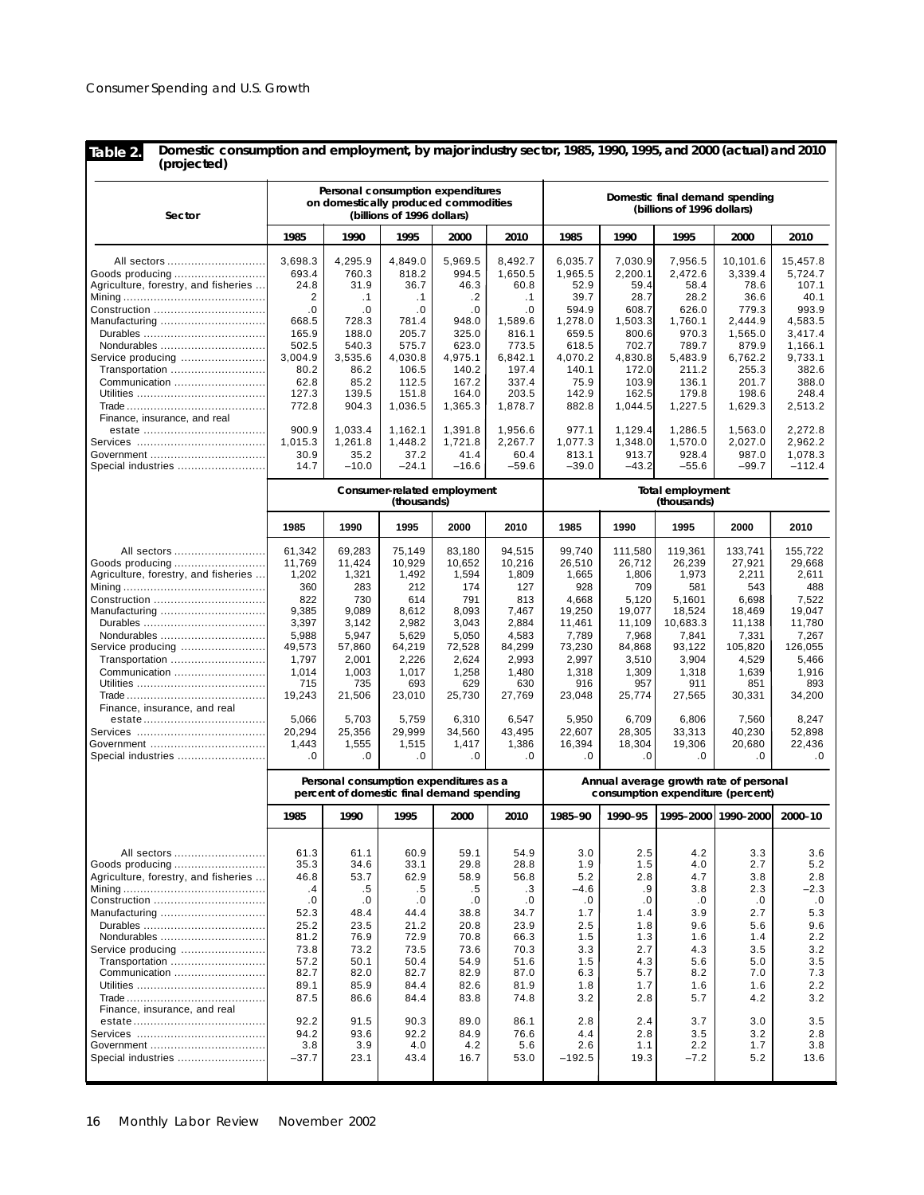**Table 2. Domestic consumption and employment, by major industry sector, 1985, 1990, 1995, and 2000 (actual) and 2010 (projected)**

| Sector | Personal consumption expenditures on domestically produced commodities (billions of 1996 dollars) | | | | | Domestic final demand spending (billions of 1996 dollars) | | | | |
|---|---|---|---|---|---|---|---|---|---|---|
| | 1985 | 1990 | 1995 | 2000 | 2010 | 1985 | 1990 | 1995 | 2000 | 2010 |
| All sectors | 3,698.3 | 4,295.9 | 4,849.0 | 5,969.5 | 8,492.7 | 6,035.7 | 7,030.9 | 7,956.5 | 10,101.6 | 15,457.8 |
| Goods producing | 693.4 | 760.3 | 818.2 | 994.5 | 1,650.5 | 1,965.5 | 2,200.1 | 2,472.6 | 3,339.4 | 5,724.7 |
| Agriculture, forestry, and fisheries | 24.8 | 31.9 | 36.7 | 46.3 | 60.8 | 52.9 | 59.4 | 58.4 | 78.6 | 107.1 |
| Mining | 2 | .1 | .1 | .2 | .1 | 39.7 | 28.7 | 28.2 | 36.6 | 40.1 |
| Construction | .0 | .0 | .0 | .0 | .0 | 594.9 | 608.7 | 626.0 | 779.3 | 993.9 |
| Manufacturing | 668.5 | 728.3 | 781.4 | 948.0 | 1,589.6 | 1,278.0 | 1,503.3 | 1,760.1 | 2,444.9 | 4,583.5 |
| Durables | 165.9 | 188.0 | 205.7 | 325.0 | 816.1 | 659.5 | 800.6 | 970.3 | 1,565.0 | 3,417.4 |
| Nondurables | 502.5 | 540.3 | 575.7 | 623.0 | 773.5 | 618.5 | 702.7 | 789.7 | 879.9 | 1,166.1 |
| Service producing | 3,004.9 | 3,535.6 | 4,030.8 | 4,975.1 | 6,842.1 | 4,070.2 | 4,830.8 | 5,483.9 | 6,762.2 | 9,733.1 |
| Transportation | 80.2 | 86.2 | 106.5 | 140.2 | 197.4 | 140.1 | 172.0 | 211.2 | 255.3 | 382.6 |
| Communication | 62.8 | 85.2 | 112.5 | 167.2 | 337.4 | 75.9 | 103.9 | 136.1 | 201.7 | 388.0 |
| Utilities | 127.3 | 139.5 | 151.8 | 164.0 | 203.5 | 142.9 | 162.5 | 179.8 | 198.6 | 248.4 |
| Trade | 772.8 | 904.3 | 1,036.5 | 1,365.3 | 1,878.7 | 882.8 | 1,044.5 | 1,227.5 | 1,629.3 | 2,513.2 |
| Finance, insurance, and real estate | 900.9 | 1,033.4 | 1,162.1 | 1,391.8 | 1,956.6 | 977.1 | 1,129.4 | 1,286.5 | 1,563.0 | 2,272.8 |
| Services | 1,015.3 | 1,261.8 | 1,448.2 | 1,721.8 | 2,267.7 | 1,077.3 | 1,348.0 | 1,570.0 | 2,027.0 | 2,962.2 |
| Government | 30.9 | 35.2 | 37.2 | 41.4 | 60.4 | 813.1 | 913.7 | 928.4 | 987.0 | 1,078.3 |
| Special industries | 14.7 | −10.0 | −24.1 | −16.6 | −59.6 | −39.0 | −43.2 | −55.6 | −99.7 | −112.4 |
| | **Consumer-related employment (thousands)** | | | | | **Total employment (thousands)** | | | | |
| | 1985 | 1990 | 1995 | 2000 | 2010 | 1985 | 1990 | 1995 | 2000 | 2010 |
| All sectors | 61,342 | 69,283 | 75,149 | 83,180 | 94,515 | 99,740 | 111,580 | 119,361 | 133,741 | 155,722 |
| Goods producing | 11,769 | 11,424 | 10,929 | 10,652 | 10,216 | 26,510 | 26,712 | 26,239 | 27,921 | 29,668 |
| Agriculture, forestry, and fisheries | 1,202 | 1,321 | 1,492 | 1,594 | 1,809 | 1,665 | 1,806 | 1,973 | 2,211 | 2,611 |
| Mining | 360 | 283 | 212 | 174 | 127 | 928 | 709 | 581 | 543 | 488 |
| Construction | 822 | 730 | 614 | 791 | 813 | 4,668 | 5,120 | 5,1601 | 6,698 | 7,522 |
| Manufacturing | 9,385 | 9,089 | 8,612 | 8,093 | 7,467 | 19,250 | 19,077 | 18,524 | 18,469 | 19,047 |
| Durables | 3,397 | 3,142 | 2,982 | 3,043 | 2,884 | 11,461 | 11,109 | 10,683.3 | 11,138 | 11,780 |
| Nondurables | 5,988 | 5,947 | 5,629 | 5,050 | 4,583 | 7,789 | 7,968 | 7,841 | 7,331 | 7,267 |
| Service producing | 49,573 | 57,860 | 64,219 | 72,528 | 84,299 | 73,230 | 84,868 | 93,122 | 105,820 | 126,055 |
| Transportation | 1,797 | 2,001 | 2,226 | 2,624 | 2,993 | 2,997 | 3,510 | 3,904 | 4,529 | 5,466 |
| Communication | 1,014 | 1,003 | 1,017 | 1,258 | 1,480 | 1,318 | 1,309 | 1,318 | 1,639 | 1,916 |
| Utilities | 715 | 735 | 693 | 629 | 630 | 916 | 957 | 911 | 851 | 893 |
| Trade | 19,243 | 21,506 | 23,010 | 25,730 | 27,769 | 23,048 | 25,774 | 27,565 | 30,331 | 34,200 |
| Finance, insurance, and real estate | 5,066 | 5,703 | 5,759 | 6,310 | 6,547 | 5,950 | 6,709 | 6,806 | 7,560 | 8,247 |
| Services | 20,294 | 25,356 | 29,999 | 34,560 | 43,495 | 22,607 | 28,305 | 33,313 | 40,230 | 52,898 |
| Government | 1,443 | 1,555 | 1,515 | 1,417 | 1,386 | 16,394 | 18,304 | 19,306 | 20,680 | 22,436 |
| Special industries | .0 | .0 | .0 | .0 | .0 | .0 | .0 | .0 | .0 | .0 |
| | **Personal consumption expenditures as a percent of domestic final demand spending** | | | | | **Annual average growth rate of personal consumption expenditure (percent)** | | | | |
| | 1985 | 1990 | 1995 | 2000 | 2010 | 1985–90 | 1990–95 | 1995–2000 | 1990–2000 | 2000–10 |
| All sectors | 61.3 | 61.1 | 60.9 | 59.1 | 54.9 | 3.0 | 2.5 | 4.2 | 3.3 | 3.6 |
| Goods producing | 35.3 | 34.6 | 33.1 | 29.8 | 28.8 | 1.9 | 1.5 | 4.0 | 2.7 | 5.2 |
| Agriculture, forestry, and fisheries | 46.8 | 53.7 | 62.9 | 58.9 | 56.8 | 5.2 | 2.8 | 4.7 | 3.8 | 2.8 |
| Mining | .4 | .5 | .5 | .5 | .3 | −4.6 | .9 | 3.8 | 2.3 | −2.3 |
| Construction | .0 | .0 | .0 | .0 | .0 | .0 | .0 | .0 | .0 | .0 |
| Manufacturing | 52.3 | 48.4 | 44.4 | 38.8 | 34.7 | 1.7 | 1.4 | 3.9 | 2.7 | 5.3 |
| Durables | 25.2 | 23.5 | 21.2 | 20.8 | 23.9 | 2.5 | 1.8 | 9.6 | 5.6 | 9.6 |
| Nondurables | 81.2 | 76.9 | 72.9 | 70.8 | 66.3 | 1.5 | 1.3 | 1.6 | 1.4 | 2.2 |
| Service producing | 73.8 | 73.2 | 73.5 | 73.6 | 70.3 | 3.3 | 2.7 | 4.3 | 3.5 | 3.2 |
| Transportation | 57.2 | 50.1 | 50.4 | 54.9 | 51.6 | 1.5 | 4.3 | 5.6 | 5.0 | 3.5 |
| Communication | 82.7 | 82.0 | 82.7 | 82.9 | 87.0 | 6.3 | 5.7 | 8.2 | 7.0 | 7.3 |
| Utilities | 89.1 | 85.9 | 84.4 | 82.6 | 81.9 | 1.8 | 1.7 | 1.6 | 1.6 | 2.2 |
| Trade | 87.5 | 86.6 | 84.4 | 83.8 | 74.8 | 3.2 | 2.8 | 5.7 | 4.2 | 3.2 |
| Finance, insurance, and real estate | 92.2 | 91.5 | 90.3 | 89.0 | 86.1 | 2.8 | 2.4 | 3.7 | 3.0 | 3.5 |
| Services | 94.2 | 93.6 | 92.2 | 84.9 | 76.6 | 4.4 | 2.8 | 3.5 | 3.2 | 2.8 |
| Government | 3.8 | 3.9 | 4.0 | 4.2 | 5.6 | 2.6 | 1.1 | 2.2 | 1.7 | 3.8 |
| Special industries | −37.7 | 23.1 | 43.4 | 16.7 | 53.0 | −192.5 | 19.3 | −7.2 | 5.2 | 13.6 |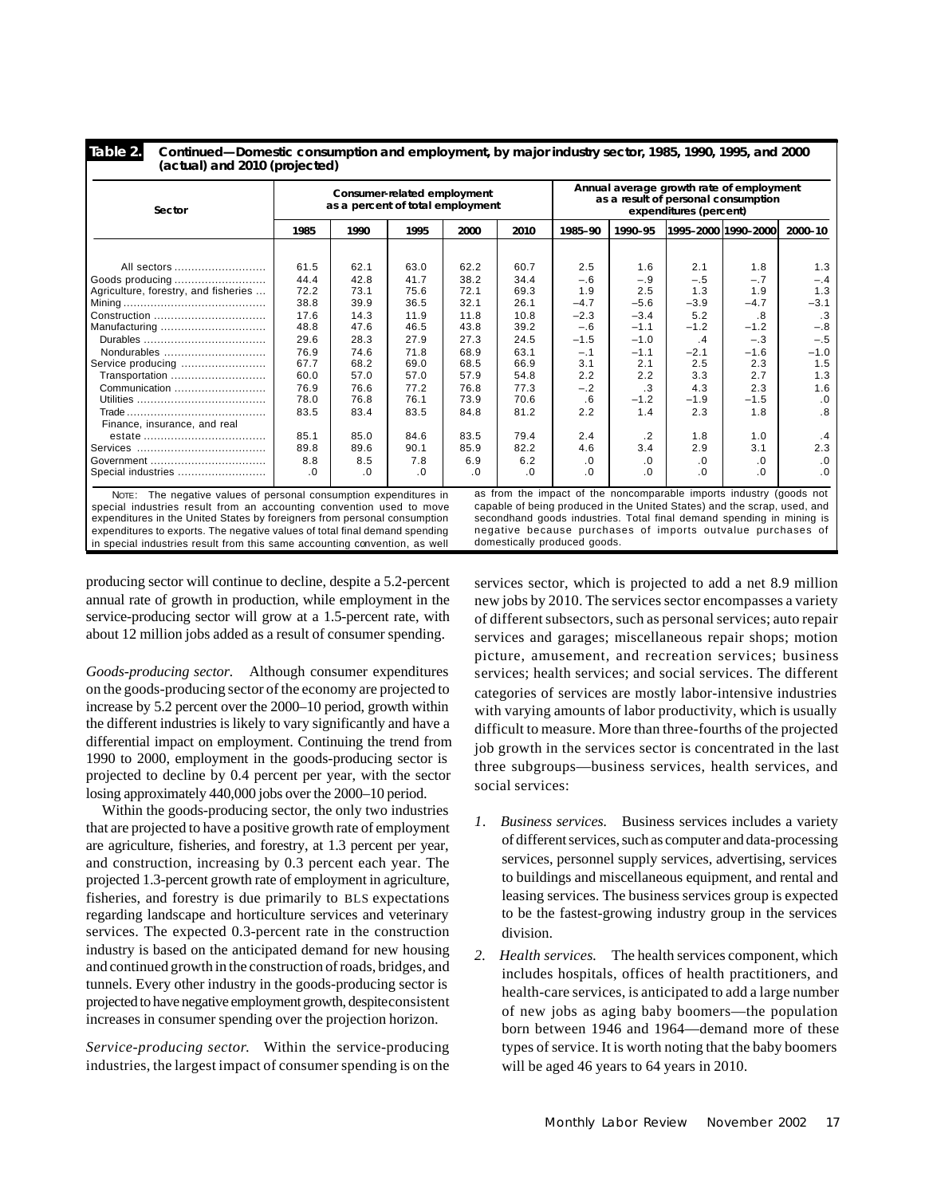**Table 2. Continued—Domestic consumption and employment, by major industry sector, 1985, 1990, 1995, and 2000 (actual) and 2010 (projected)**

| Sector | Consumer-related employment as a percent of total employment | | | | | Annual average growth rate of employment as a result of personal consumption expenditures (percent) | | | | |
|---|---|---|---|---|---|---|---|---|---|---|
| | 1985 | 1990 | 1995 | 2000 | 2010 | 1985–90 | 1990–95 | 1995–2000 | 1990–2000 | 2000–10 |
| All sectors | 61.5 | 62.1 | 63.0 | 62.2 | 60.7 | 2.5 | 1.6 | 2.1 | 1.8 | 1.3 |
| Goods producing | 44.4 | 42.8 | 41.7 | 38.2 | 34.4 | –.6 | –.9 | –.5 | –.7 | –.4 |
| Agriculture, forestry, and fisheries | 72.2 | 73.1 | 75.6 | 72.1 | 69.3 | 1.9 | 2.5 | 1.3 | 1.9 | 1.3 |
| Mining | 38.8 | 39.9 | 36.5 | 32.1 | 26.1 | –4.7 | –5.6 | –3.9 | –4.7 | –3.1 |
| Construction | 17.6 | 14.3 | 11.9 | 11.8 | 10.8 | –2.3 | –3.4 | 5.2 | .8 | .3 |
| Manufacturing | 48.8 | 47.6 | 46.5 | 43.8 | 39.2 | –.6 | –1.1 | –1.2 | –1.2 | –.8 |
| Durables | 29.6 | 28.3 | 27.9 | 27.3 | 24.5 | –1.5 | –1.0 | .4 | –.3 | –.5 |
| Nondurables | 76.9 | 74.6 | 71.8 | 68.9 | 63.1 | –.1 | –1.1 | –2.1 | –1.6 | –1.0 |
| Service producing | 67.7 | 68.2 | 69.0 | 68.5 | 66.9 | 3.1 | 2.1 | 2.5 | 2.3 | 1.5 |
| Transportation | 60.0 | 57.0 | 57.0 | 57.9 | 54.8 | 2.2 | 2.2 | 3.3 | 2.7 | 1.3 |
| Communication | 76.9 | 76.6 | 77.2 | 76.8 | 77.3 | –.2 | .3 | 4.3 | 2.3 | 1.6 |
| Utilities | 78.0 | 76.8 | 76.1 | 73.9 | 70.6 | .6 | –1.2 | –1.9 | –1.5 | .0 |
| Trade | 83.5 | 83.4 | 83.5 | 84.8 | 81.2 | 2.2 | 1.4 | 2.3 | 1.8 | .8 |
| Finance, insurance, and real estate | 85.1 | 85.0 | 84.6 | 83.5 | 79.4 | 2.4 | .2 | 1.8 | 1.0 | .4 |
| Services | 89.8 | 89.6 | 90.1 | 85.9 | 82.2 | 4.6 | 3.4 | 2.9 | 3.1 | 2.3 |
| Government | 8.8 | 8.5 | 7.8 | 6.9 | 6.2 | .0 | .0 | .0 | .0 | .0 |
| Special industries | .0 | .0 | .0 | .0 | .0 | .0 | .0 | .0 | .0 | .0 |

NOTE: The negative values of personal consumption expenditures in special industries result from an accounting convention used to move expenditures in the United States by foreigners from personal consumption expenditures to exports. The negative values of total final demand spending in special industries result from this same accounting convention, as well as from the impact of the noncomparable imports industry (goods not capable of being produced in the United States) and the scrap, used, and secondhand goods industries. Total final demand spending in mining is negative because purchases of imports outvalue purchases of domestically produced goods.

producing sector will continue to decline, despite a 5.2-percent annual rate of growth in production, while employment in the service-producing sector will grow at a 1.5-percent rate, with about 12 million jobs added as a result of consumer spending.

*Goods-producing sector.* Although consumer expenditures on the goods-producing sector of the economy are projected to increase by 5.2 percent over the 2000–10 period, growth within the different industries is likely to vary significantly and have a differential impact on employment. Continuing the trend from 1990 to 2000, employment in the goods-producing sector is projected to decline by 0.4 percent per year, with the sector losing approximately 440,000 jobs over the 2000–10 period.

Within the goods-producing sector, the only two industries that are projected to have a positive growth rate of employment are agriculture, fisheries, and forestry, at 1.3 percent per year, and construction, increasing by 0.3 percent each year. The projected 1.3-percent growth rate of employment in agriculture, fisheries, and forestry is due primarily to BLS expectations regarding landscape and horticulture services and veterinary services. The expected 0.3-percent rate in the construction industry is based on the anticipated demand for new housing and continued growth in the construction of roads, bridges, and tunnels. Every other industry in the goods-producing sector is projected to have negative employment growth, despite consistent increases in consumer spending over the projection horizon.

*Service-producing sector.* Within the service-producing industries, the largest impact of consumer spending is on the services sector, which is projected to add a net 8.9 million new jobs by 2010. The services sector encompasses a variety of different subsectors, such as personal services; auto repair services and garages; miscellaneous repair shops; motion picture, amusement, and recreation services; business services; health services; and social services. The different categories of services are mostly labor-intensive industries with varying amounts of labor productivity, which is usually difficult to measure. More than three-fourths of the projected job growth in the services sector is concentrated in the last three subgroups—business services, health services, and social services:

1. *Business services.* Business services includes a variety of different services, such as computer and data-processing services, personnel supply services, advertising, services to buildings and miscellaneous equipment, and rental and leasing services. The business services group is expected to be the fastest-growing industry group in the services division.
2. *Health services.* The health services component, which includes hospitals, offices of health practitioners, and health-care services, is anticipated to add a large number of new jobs as aging baby boomers—the population born between 1946 and 1964—demand more of these types of service. It is worth noting that the baby boomers will be aged 46 years to 64 years in 2010.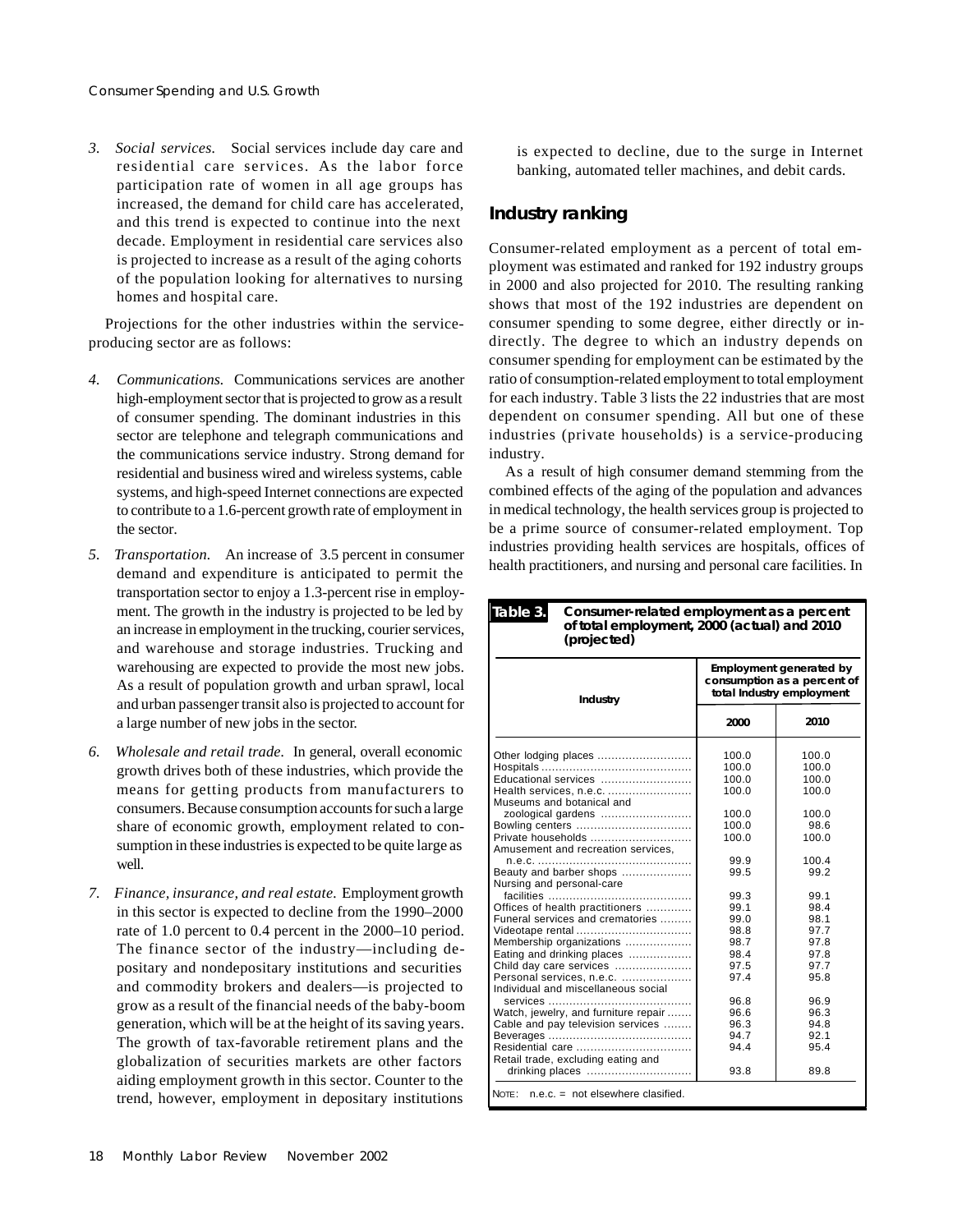3. *Social services.* Social services include day care and residential care services. As the labor force participation rate of women in all age groups has increased, the demand for child care has accelerated, and this trend is expected to continue into the next decade. Employment in residential care services also is projected to increase as a result of the aging cohorts of the population looking for alternatives to nursing homes and hospital care.

Projections for the other industries within the service-producing sector are as follows:

4. *Communications.* Communications services are another high-employment sector that is projected to grow as a result of consumer spending. The dominant industries in this sector are telephone and telegraph communications and the communications service industry. Strong demand for residential and business wired and wireless systems, cable systems, and high-speed Internet connections are expected to contribute to a 1.6-percent growth rate of employment in the sector.

5. *Transportation.* An increase of 3.5 percent in consumer demand and expenditure is anticipated to permit the transportation sector to enjoy a 1.3-percent rise in employment. The growth in the industry is projected to be led by an increase in employment in the trucking, courier services, and warehouse and storage industries. Trucking and warehousing are expected to provide the most new jobs. As a result of population growth and urban sprawl, local and urban passenger transit also is projected to account for a large number of new jobs in the sector.

6. *Wholesale and retail trade.* In general, overall economic growth drives both of these industries, which provide the means for getting products from manufacturers to consumers. Because consumption accounts for such a large share of economic growth, employment related to consumption in these industries is expected to be quite large as well.

7. *Finance, insurance, and real estate.* Employment growth in this sector is expected to decline from the 1990–2000 rate of 1.0 percent to 0.4 percent in the 2000–10 period. The finance sector of the industry—including depositary and nondepositary institutions and securities and commodity brokers and dealers—is projected to grow as a result of the financial needs of the baby-boom generation, which will be at the height of its saving years. The growth of tax-favorable retirement plans and the globalization of securities markets are other factors aiding employment growth in this sector. Counter to the trend, however, employment in depositary institutions is expected to decline, due to the surge in Internet banking, automated teller machines, and debit cards.

## Industry ranking

Consumer-related employment as a percent of total employment was estimated and ranked for 192 industry groups in 2000 and also projected for 2010. The resulting ranking shows that most of the 192 industries are dependent on consumer spending to some degree, either directly or indirectly. The degree to which an industry depends on consumer spending for employment can be estimated by the ratio of consumption-related employment to total employment for each industry. Table 3 lists the 22 industries that are most dependent on consumer spending. All but one of these industries (private households) is a service-producing industry.

As a result of high consumer demand stemming from the combined effects of the aging of the population and advances in medical technology, the health services group is projected to be a prime source of consumer-related employment. Top industries providing health services are hospitals, offices of health practitioners, and nursing and personal care facilities. In

**Table 3. Consumer-related employment as a percent of total employment, 2000 (actual) and 2010 (projected)**

| Industry | Employment generated by consumption as a percent of total Industry employment | |
|---|---|---|
| | 2000 | 2010 |
| Other lodging places | 100.0 | 100.0 |
| Hospitals | 100.0 | 100.0 |
| Educational services | 100.0 | 100.0 |
| Health services, n.e.c. | 100.0 | 100.0 |
| Museums and botanical and zoological gardens | 100.0 | 100.0 |
| Bowling centers | 100.0 | 98.6 |
| Private households | 100.0 | 100.0 |
| Amusement and recreation services, n.e.c. | 99.9 | 100.4 |
| Beauty and barber shops | 99.5 | 99.2 |
| Nursing and personal-care facilities | 99.3 | 99.1 |
| Offices of health practitioners | 99.1 | 98.4 |
| Funeral services and crematories | 99.0 | 98.1 |
| Videotape rental | 98.8 | 97.7 |
| Membership organizations | 98.7 | 97.8 |
| Eating and drinking places | 98.4 | 97.8 |
| Child day care services | 97.5 | 97.7 |
| Personal services, n.e.c. | 97.4 | 95.8 |
| Individual and miscellaneous social services | 96.8 | 96.9 |
| Watch, jewelry, and furniture repair | 96.6 | 96.3 |
| Cable and pay television services | 96.3 | 94.8 |
| Beverages | 94.7 | 92.1 |
| Residential care | 94.4 | 95.4 |
| Retail trade, excluding eating and drinking places | 93.8 | 89.8 |

NOTE: n.e.c. = not elsewhere clasified.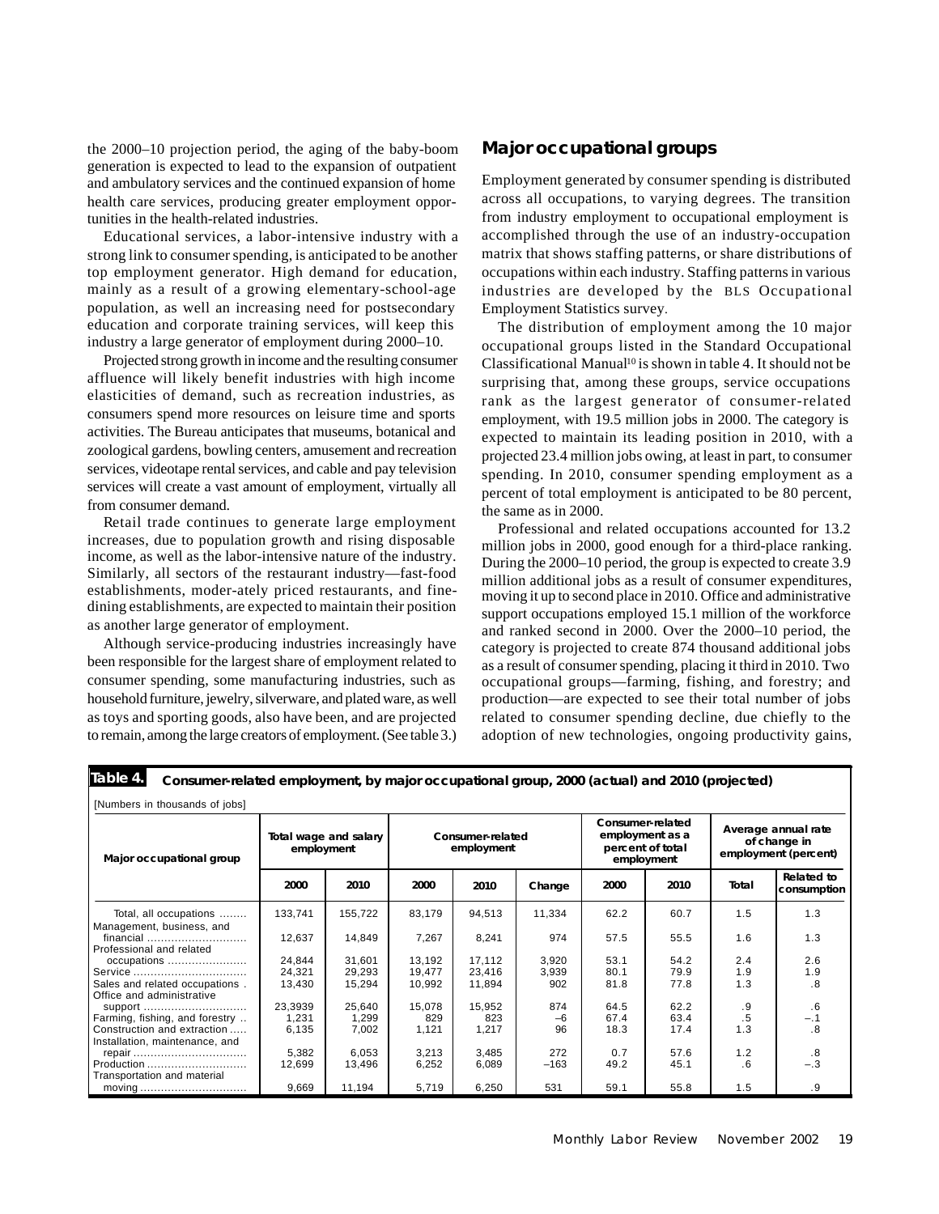the 2000–10 projection period, the aging of the baby-boom generation is expected to lead to the expansion of outpatient and ambulatory services and the continued expansion of home health care services, producing greater employment opportunities in the health-related industries.

Educational services, a labor-intensive industry with a strong link to consumer spending, is anticipated to be another top employment generator. High demand for education, mainly as a result of a growing elementary-school-age population, as well an increasing need for postsecondary education and corporate training services, will keep this industry a large generator of employment during 2000–10.

Projected strong growth in income and the resulting consumer affluence will likely benefit industries with high income elasticities of demand, such as recreation industries, as consumers spend more resources on leisure time and sports activities. The Bureau anticipates that museums, botanical and zoological gardens, bowling centers, amusement and recreation services, videotape rental services, and cable and pay television services will create a vast amount of employment, virtually all from consumer demand.

Retail trade continues to generate large employment increases, due to population growth and rising disposable income, as well as the labor-intensive nature of the industry. Similarly, all sectors of the restaurant industry—fast-food establishments, moder-ately priced restaurants, and fine-dining establishments, are expected to maintain their position as another large generator of employment.

Although service-producing industries increasingly have been responsible for the largest share of employment related to consumer spending, some manufacturing industries, such as household furniture, jewelry, silverware, and plated ware, as well as toys and sporting goods, also have been, and are projected to remain, among the large creators of employment. (See table 3.)

## Major occupational groups

Employment generated by consumer spending is distributed across all occupations, to varying degrees. The transition from industry employment to occupational employment is accomplished through the use of an industry-occupation matrix that shows staffing patterns, or share distributions of occupations within each industry. Staffing patterns in various industries are developed by the BLS Occupational Employment Statistics survey.

The distribution of employment among the 10 major occupational groups listed in the Standard Occupational Classificational Manual[10] is shown in table 4. It should not be surprising that, among these groups, service occupations rank as the largest generator of consumer-related employment, with 19.5 million jobs in 2000. The category is expected to maintain its leading position in 2010, with a projected 23.4 million jobs owing, at least in part, to consumer spending. In 2010, consumer spending employment as a percent of total employment is anticipated to be 80 percent, the same as in 2000.

Professional and related occupations accounted for 13.2 million jobs in 2000, good enough for a third-place ranking. During the 2000–10 period, the group is expected to create 3.9 million additional jobs as a result of consumer expenditures, moving it up to second place in 2010. Office and administrative support occupations employed 15.1 million of the workforce and ranked second in 2000. Over the 2000–10 period, the category is projected to create 874 thousand additional jobs as a result of consumer spending, placing it third in 2010. Two occupational groups—farming, fishing, and forestry; and production—are expected to see their total number of jobs related to consumer spending decline, due chiefly to the adoption of new technologies, ongoing productivity gains,

**Table 4. Consumer-related employment, by major occupational group, 2000 (actual) and 2010 (projected)**

[Numbers in thousands of jobs]

| Major occupational group | Total wage and salary employment | | Consumer-related employment | | | Consumer-related employment as a percent of total employment | | Average annual rate of change in employment (percent) | |
|---|---|---|---|---|---|---|---|---|---|
| | 2000 | 2010 | 2000 | 2010 | Change | 2000 | 2010 | Total | Related to consumption |
| Total, all occupations | 133,741 | 155,722 | 83,179 | 94,513 | 11,334 | 62.2 | 60.7 | 1.5 | 1.3 |
| Management, business, and financial | 12,637 | 14,849 | 7,267 | 8,241 | 974 | 57.5 | 55.5 | 1.6 | 1.3 |
| Professional and related occupations | 24,844 | 31,601 | 13,192 | 17,112 | 3,920 | 53.1 | 54.2 | 2.4 | 2.6 |
| Service | 24,321 | 29,293 | 19,477 | 23,416 | 3,939 | 80.1 | 79.9 | 1.9 | 1.9 |
| Sales and related occupations | 13,430 | 15,294 | 10,992 | 11,894 | 902 | 81.8 | 77.8 | 1.3 | .8 |
| Office and administrative support | 23,3939 | 25,640 | 15,078 | 15,952 | 874 | 64.5 | 62.2 | .9 | .6 |
| Farming, fishing, and forestry | 1,231 | 1,299 | 829 | 823 | –6 | 67.4 | 63.4 | .5 | –.1 |
| Construction and extraction | 6,135 | 7,002 | 1,121 | 1,217 | 96 | 18.3 | 17.4 | 1.3 | .8 |
| Installation, maintenance, and repair | 5,382 | 6,053 | 3,213 | 3,485 | 272 | 0.7 | 57.6 | 1.2 | .8 |
| Production | 12,699 | 13,496 | 6,252 | 6,089 | –163 | 49.2 | 45.1 | .6 | –.3 |
| Transportation and material moving | 9,669 | 11,194 | 5,719 | 6,250 | 531 | 59.1 | 55.8 | 1.5 | .9 |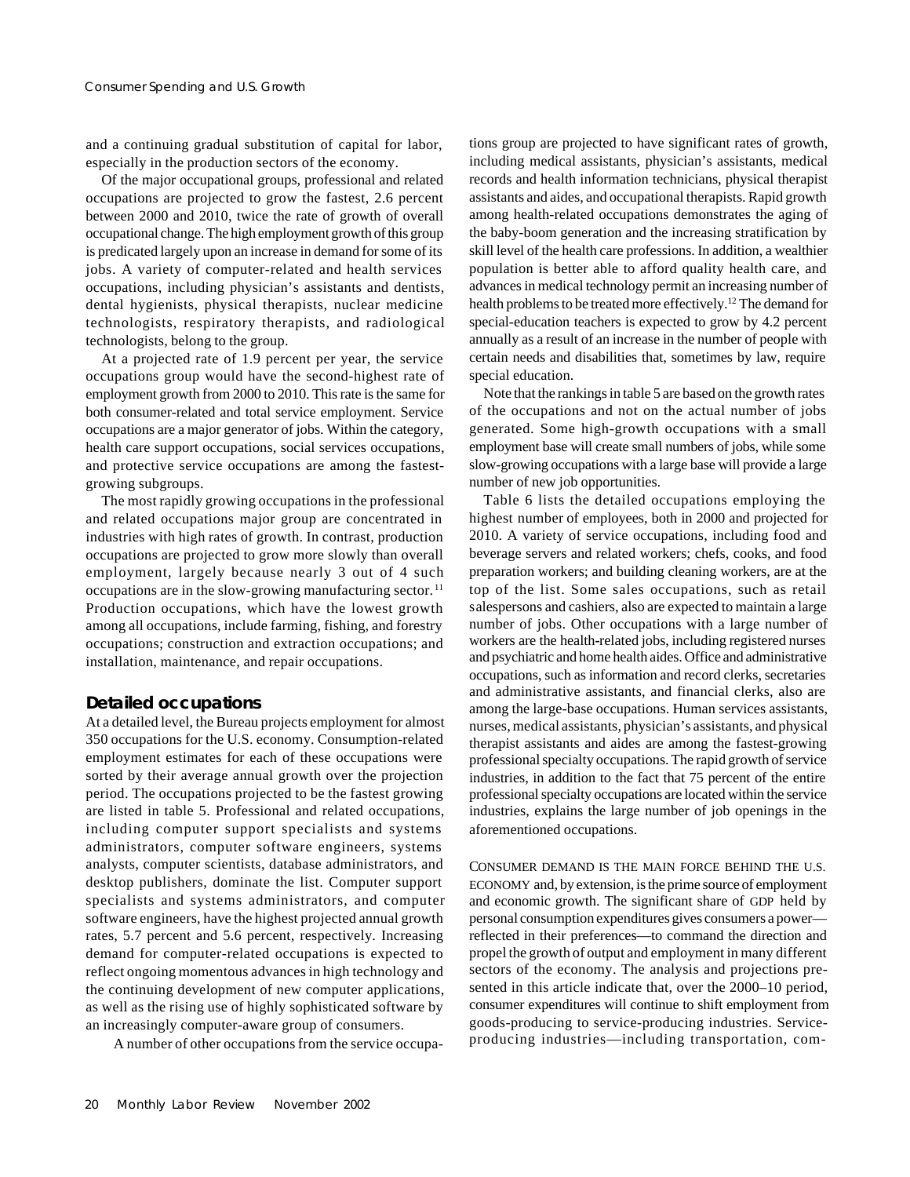and a continuing gradual substitution of capital for labor, especially in the production sectors of the economy.

Of the major occupational groups, professional and related occupations are projected to grow the fastest, 2.6 percent between 2000 and 2010, twice the rate of growth of overall occupational change. The high employment growth of this group is predicated largely upon an increase in demand for some of its jobs. A variety of computer-related and health services occupations, including physician's assistants and dentists, dental hygienists, physical therapists, nuclear medicine technologists, respiratory therapists, and radiological technologists, belong to the group.

At a projected rate of 1.9 percent per year, the service occupations group would have the second-highest rate of employment growth from 2000 to 2010. This rate is the same for both consumer-related and total service employment. Service occupations are a major generator of jobs. Within the category, health care support occupations, social services occupations, and protective service occupations are among the fastest-growing subgroups.

The most rapidly growing occupations in the professional and related occupations major group are concentrated in industries with high rates of growth. In contrast, production occupations are projected to grow more slowly than overall employment, largely because nearly 3 out of 4 such occupations are in the slow-growing manufacturing sector.[11] Production occupations, which have the lowest growth among all occupations, include farming, fishing, and forestry occupations; construction and extraction occupations; and installation, maintenance, and repair occupations.

## Detailed occupations

At a detailed level, the Bureau projects employment for almost 350 occupations for the U.S. economy. Consumption-related employment estimates for each of these occupations were sorted by their average annual growth over the projection period. The occupations projected to be the fastest growing are listed in table 5. Professional and related occupations, including computer support specialists and systems administrators, computer software engineers, systems analysts, computer scientists, database administrators, and desktop publishers, dominate the list. Computer support specialists and systems administrators, and computer software engineers, have the highest projected annual growth rates, 5.7 percent and 5.6 percent, respectively. Increasing demand for computer-related occupations is expected to reflect ongoing momentous advances in high technology and the continuing development of new computer applications, as well as the rising use of highly sophisticated software by an increasingly computer-aware group of consumers.

A number of other occupations from the service occupations group are projected to have significant rates of growth, including medical assistants, physician's assistants, medical records and health information technicians, physical therapist assistants and aides, and occupational therapists. Rapid growth among health-related occupations demonstrates the aging of the baby-boom generation and the increasing stratification by skill level of the health care professions. In addition, a wealthier population is better able to afford quality health care, and advances in medical technology permit an increasing number of health problems to be treated more effectively.[12] The demand for special-education teachers is expected to grow by 4.2 percent annually as a result of an increase in the number of people with certain needs and disabilities that, sometimes by law, require special education.

Note that the rankings in table 5 are based on the growth rates of the occupations and not on the actual number of jobs generated. Some high-growth occupations with a small employment base will create small numbers of jobs, while some slow-growing occupations with a large base will provide a large number of new job opportunities.

Table 6 lists the detailed occupations employing the highest number of employees, both in 2000 and projected for 2010. A variety of service occupations, including food and beverage servers and related workers; chefs, cooks, and food preparation workers; and building cleaning workers, are at the top of the list. Some sales occupations, such as retail salespersons and cashiers, also are expected to maintain a large number of jobs. Other occupations with a large number of workers are the health-related jobs, including registered nurses and psychiatric and home health aides. Office and administrative occupations, such as information and record clerks, secretaries and administrative assistants, and financial clerks, also are among the large-base occupations. Human services assistants, nurses, medical assistants, physician's assistants, and physical therapist assistants and aides are among the fastest-growing professional specialty occupations. The rapid growth of service industries, in addition to the fact that 75 percent of the entire professional specialty occupations are located within the service industries, explains the large number of job openings in the aforementioned occupations.

CONSUMER DEMAND IS THE MAIN FORCE BEHIND THE U.S. ECONOMY and, by extension, is the prime source of employment and economic growth. The significant share of GDP held by personal consumption expenditures gives consumers a power—reflected in their preferences—to command the direction and propel the growth of output and employment in many different sectors of the economy. The analysis and projections presented in this article indicate that, over the 2000–10 period, consumer expenditures will continue to shift employment from goods-producing to service-producing industries. Service-producing industries—including transportation, com-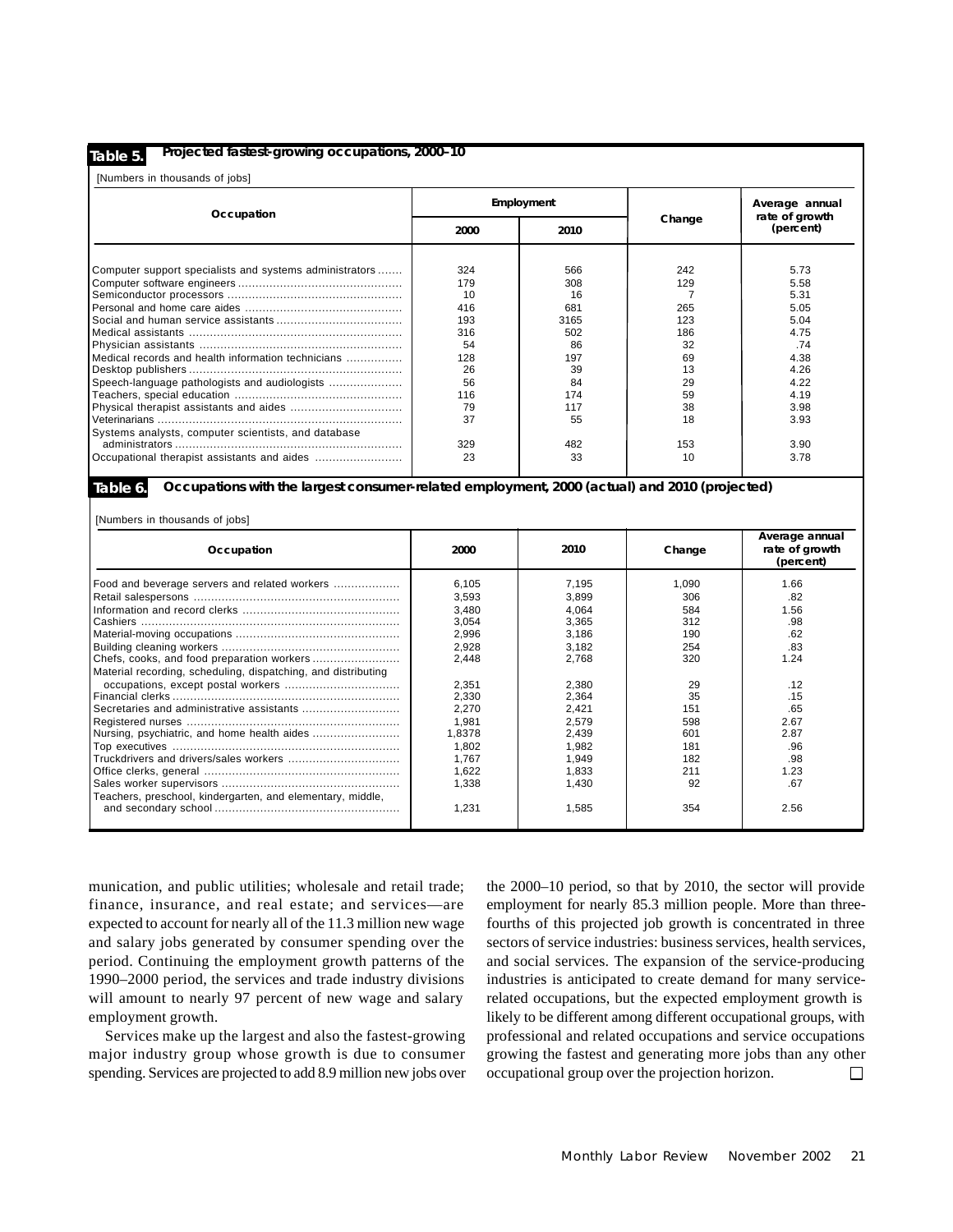**Table 5. Projected fastest-growing occupations, 2000–10**

[Numbers in thousands of jobs]

| Occupation | Employment | | Change | Average annual rate of growth (percent) |
|---|---|---|---|---|
| | 2000 | 2010 | | |
| Computer support specialists and systems administrators | 324 | 566 | 242 | 5.73 |
| Computer software engineers | 179 | 308 | 129 | 5.58 |
| Semiconductor processors | 10 | 16 | 7 | 5.31 |
| Personal and home care aides | 416 | 681 | 265 | 5.05 |
| Social and human service assistants | 193 | 3165 | 123 | 5.04 |
| Medical assistants | 316 | 502 | 186 | 4.75 |
| Physician assistants | 54 | 86 | 32 | .74 |
| Medical records and health information technicians | 128 | 197 | 69 | 4.38 |
| Desktop publishers | 26 | 39 | 13 | 4.26 |
| Speech-language pathologists and audiologists | 56 | 84 | 29 | 4.22 |
| Teachers, special education | 116 | 174 | 59 | 4.19 |
| Physical therapist assistants and aides | 79 | 117 | 38 | 3.98 |
| Veterinarians | 37 | 55 | 18 | 3.93 |
| Systems analysts, computer scientists, and database administrators | 329 | 482 | 153 | 3.90 |
| Occupational therapist assistants and aides | 23 | 33 | 10 | 3.78 |

**Table 6. Occupations with the largest consumer-related employment, 2000 (actual) and 2010 (projected)**

[Numbers in thousands of jobs]

| Occupation | 2000 | 2010 | Change | Average annual rate of growth (percent) |
|---|---|---|---|---|
| Food and beverage servers and related workers | 6,105 | 7,195 | 1,090 | 1.66 |
| Retail salespersons | 3,593 | 3,899 | 306 | .82 |
| Information and record clerks | 3,480 | 4,064 | 584 | 1.56 |
| Cashiers | 3,054 | 3,365 | 312 | .98 |
| Material-moving occupations | 2,996 | 3,186 | 190 | .62 |
| Building cleaning workers | 2,928 | 3,182 | 254 | .83 |
| Chefs, cooks, and food preparation workers | 2,448 | 2,768 | 320 | 1.24 |
| Material recording, scheduling, dispatching, and distributing occupations, except postal workers | 2,351 | 2,380 | 29 | .12 |
| Financial clerks | 2,330 | 2,364 | 35 | .15 |
| Secretaries and administrative assistants | 2,270 | 2,421 | 151 | .65 |
| Registered nurses | 1,981 | 2,579 | 598 | 2.67 |
| Nursing, psychiatric, and home health aides | 1,8378 | 2,439 | 601 | 2.87 |
| Top executives | 1,802 | 1,982 | 181 | .96 |
| Truckdrivers and drivers/sales workers | 1,767 | 1,949 | 182 | .98 |
| Office clerks, general | 1,622 | 1,833 | 211 | 1.23 |
| Sales worker supervisors | 1,338 | 1,430 | 92 | .67 |
| Teachers, preschool, kindergarten, and elementary, middle, and secondary school | 1,231 | 1,585 | 354 | 2.56 |

munication, and public utilities; wholesale and retail trade; finance, insurance, and real estate; and services—are expected to account for nearly all of the 11.3 million new wage and salary jobs generated by consumer spending over the period. Continuing the employment growth patterns of the 1990–2000 period, the services and trade industry divisions will amount to nearly 97 percent of new wage and salary employment growth.

Services make up the largest and also the fastest-growing major industry group whose growth is due to consumer spending. Services are projected to add 8.9 million new jobs over the 2000–10 period, so that by 2010, the sector will provide employment for nearly 85.3 million people. More than three-fourths of this projected job growth is concentrated in three sectors of service industries: business services, health services, and social services. The expansion of the service-producing industries is anticipated to create demand for many service-related occupations, but the expected employment growth is likely to be different among different occupational groups, with professional and related occupations and service occupations growing the fastest and generating more jobs than any other occupational group over the projection horizon. □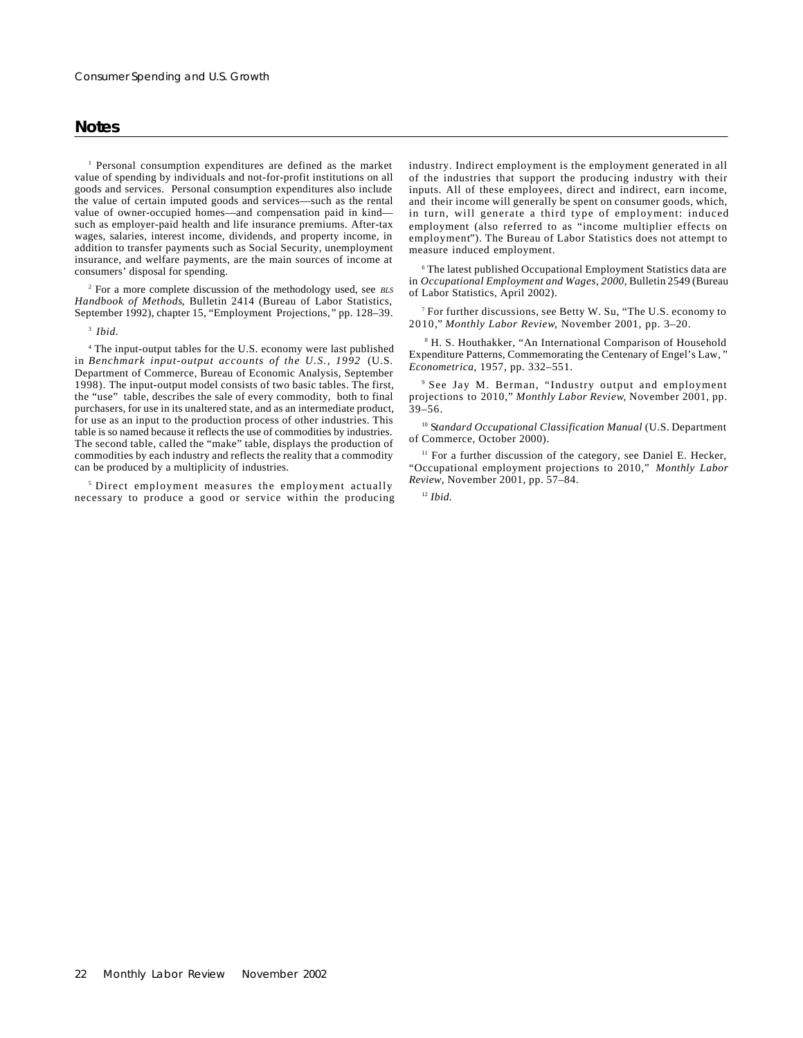## Notes

[1] Personal consumption expenditures are defined as the market value of spending by individuals and not-for-profit institutions on all goods and services. Personal consumption expenditures also include the value of certain imputed goods and services—such as the rental value of owner-occupied homes—and compensation paid in kind—such as employer-paid health and life insurance premiums. After-tax wages, salaries, interest income, dividends, and property income, in addition to transfer payments such as Social Security, unemployment insurance, and welfare payments, are the main sources of income at consumers' disposal for spending.

[2] For a more complete discussion of the methodology used, see *BLS Handbook of Methods*, Bulletin 2414 (Bureau of Labor Statistics, September 1992), chapter 15, "Employment Projections," pp. 128–39.

[3] *Ibid.*

[4] The input-output tables for the U.S. economy were last published in *Benchmark input-output accounts of the U.S., 1992* (U.S. Department of Commerce, Bureau of Economic Analysis, September 1998). The input-output model consists of two basic tables. The first, the "use" table, describes the sale of every commodity, both to final purchasers, for use in its unaltered state, and as an intermediate product, for use as an input to the production process of other industries. This table is so named because it reflects the use of commodities by industries. The second table, called the "make" table, displays the production of commodities by each industry and reflects the reality that a commodity can be produced by a multiplicity of industries.

[5] Direct employment measures the employment actually necessary to produce a good or service within the producing industry. Indirect employment is the employment generated in all of the industries that support the producing industry with their inputs. All of these employees, direct and indirect, earn income, and their income will generally be spent on consumer goods, which, in turn, will generate a third type of employment: induced employment (also referred to as "income multiplier effects on employment"). The Bureau of Labor Statistics does not attempt to measure induced employment.

[6] The latest published Occupational Employment Statistics data are in *Occupational Employment and Wages, 2000,* Bulletin 2549 (Bureau of Labor Statistics, April 2002).

[7] For further discussions, see Betty W. Su, "The U.S. economy to 2010," *Monthly Labor Review,* November 2001, pp. 3–20.

[8] H. S. Houthakker, "An International Comparison of Household Expenditure Patterns, Commemorating the Centenary of Engel's Law, " *Econometrica,* 1957, pp. 332–551.

[9] See Jay M. Berman, "Industry output and employment projections to 2010," *Monthly Labor Review,* November 2001, pp. 39–56.

[10] S*tandard Occupational Classification Manual* (U.S. Department of Commerce, October 2000).

[11] For a further discussion of the category, see Daniel E. Hecker, "Occupational employment projections to 2010," *Monthly Labor Review,* November 2001, pp. 57–84.

[12] *Ibid.*